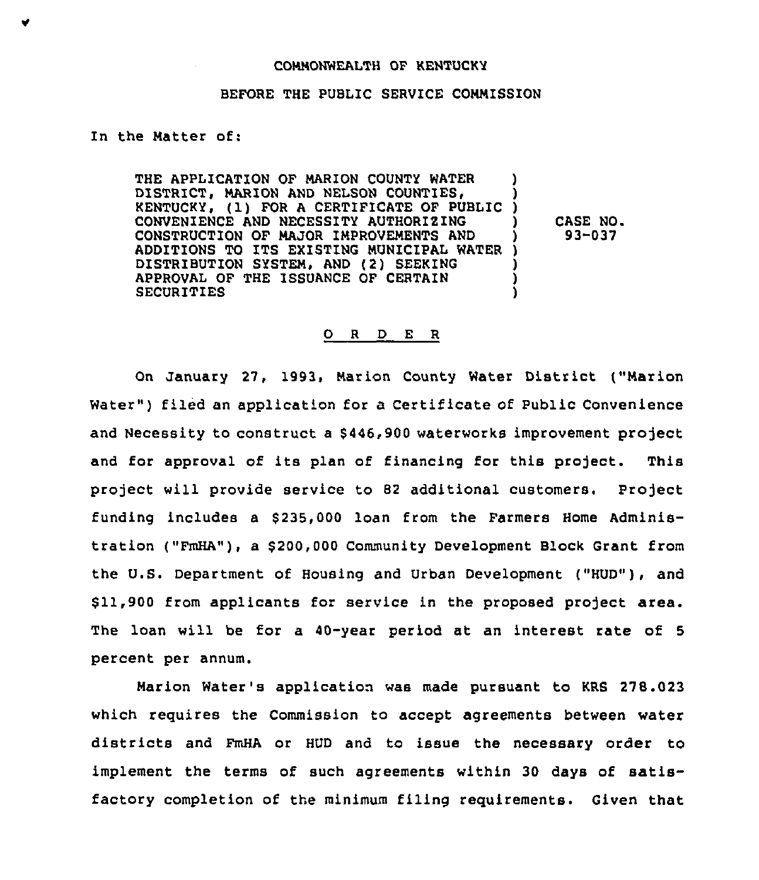COMMONWEALTH OF KENTUCKY

BEFORE THE PUBLIC SERVICE COMMISSION

In the Matter of:

| | | |
|---|---|---|
| THE APPLICATION OF MARION COUNTY WATER DISTRICT, MARION AND NELSON COUNTIES, KENTUCKY, (1) FOR A CERTIFICATE OF PUBLIC CONVENIENCE AND NECESSITY AUTHORIZING CONSTRUCTION OF MAJOR IMPROVEMENTS AND ADDITIONS TO ITS EXISTING MUNICIPAL WATER DISTRIBUTION SYSTEM, AND (2) SEEKING APPROVAL OF THE ISSUANCE OF CERTAIN SECURITIES | ) | CASE NO. 93-037 |

## O R D E R

On January 27, 1993, Marion County Water District ("Marion Water") filed an application for a Certificate of Public Convenience and Necessity to construct a $446,900 waterworks improvement project and for approval of its plan of financing for this project. This project will provide service to 82 additional customers. Project funding includes a $235,000 loan from the Farmers Home Administration ("FmHA"), a $200,000 Community Development Block Grant from the U.S. Department of Housing and Urban Development ("HUD"), and $11,900 from applicants for service in the proposed project area. The loan will be for a 40-year period at an interest rate of 5 percent per annum.

Marion Water's application was made pursuant to KRS 278.023 which requires the Commission to accept agreements between water districts and FmHA or HUD and to issue the necessary order to implement the terms of such agreements within 30 days of satisfactory completion of the minimum filing requirements. Given that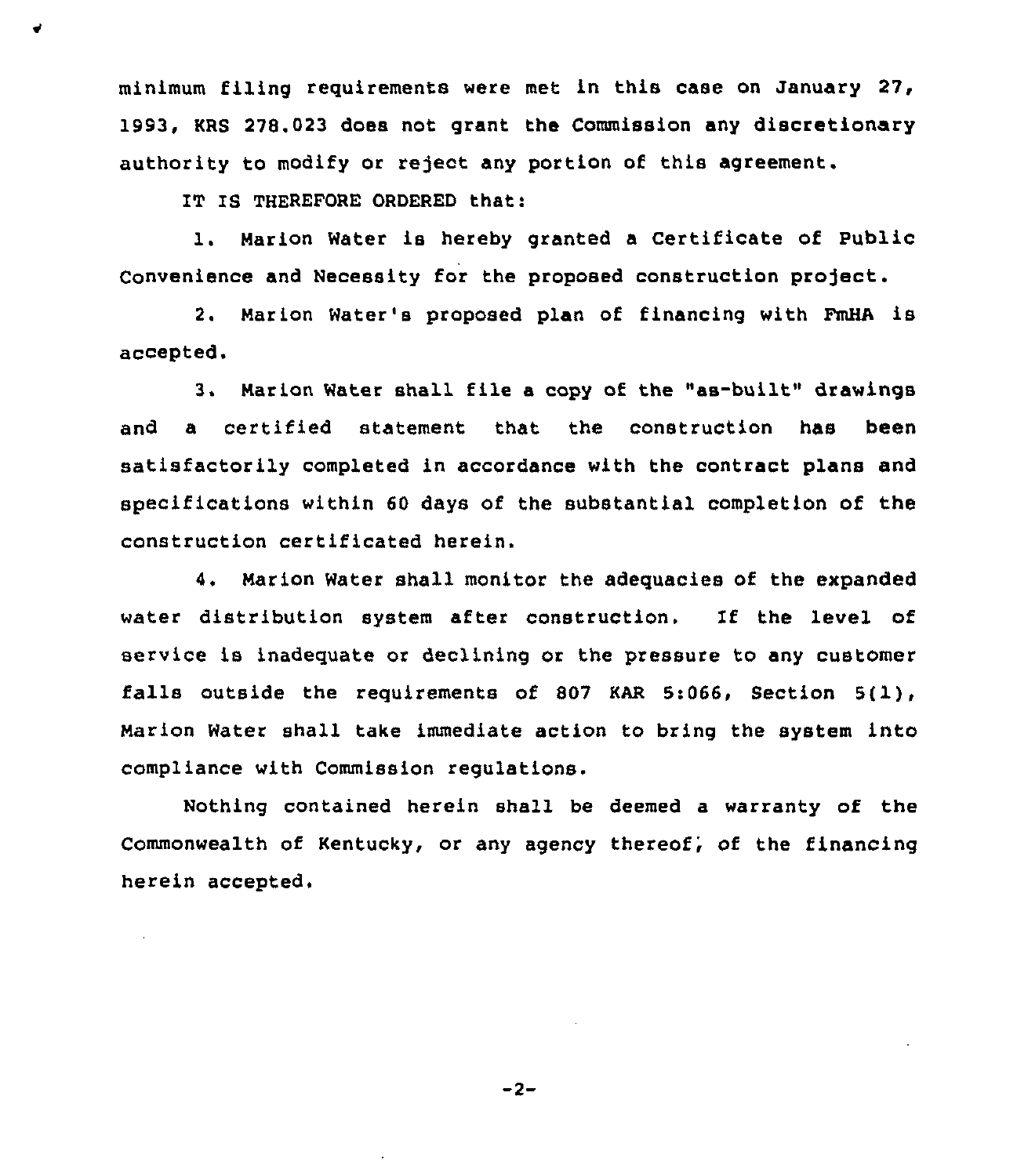minimum filing requirements were met in this case on January 27, 1993, KRS 278.023 does not grant the Commission any discretionary authority to modify or reject any portion of this agreement.

IT IS THEREFORE ORDERED that:

1. Marion Water is hereby granted a Certificate of Public Convenience and Necessity for the proposed construction project.

2. Marion Water's proposed plan of financing with FmHA is accepted.

3. Marion Water shall file a copy of the "as-built" drawings and a certified statement that the construction has been satisfactorily completed in accordance with the contract plans and specifications within 60 days of the substantial completion of the construction certificated herein.

4. Marion Water shall monitor the adequacies of the expanded water distribution system after construction. If the level of service is inadequate or declining or the pressure to any customer falls outside the requirements of 807 KAR 5:066, Section 5(1), Marion Water shall take immediate action to bring the system into compliance with Commission regulations.

Nothing contained herein shall be deemed a warranty of the Commonwealth of Kentucky, or any agency thereof, of the financing herein accepted.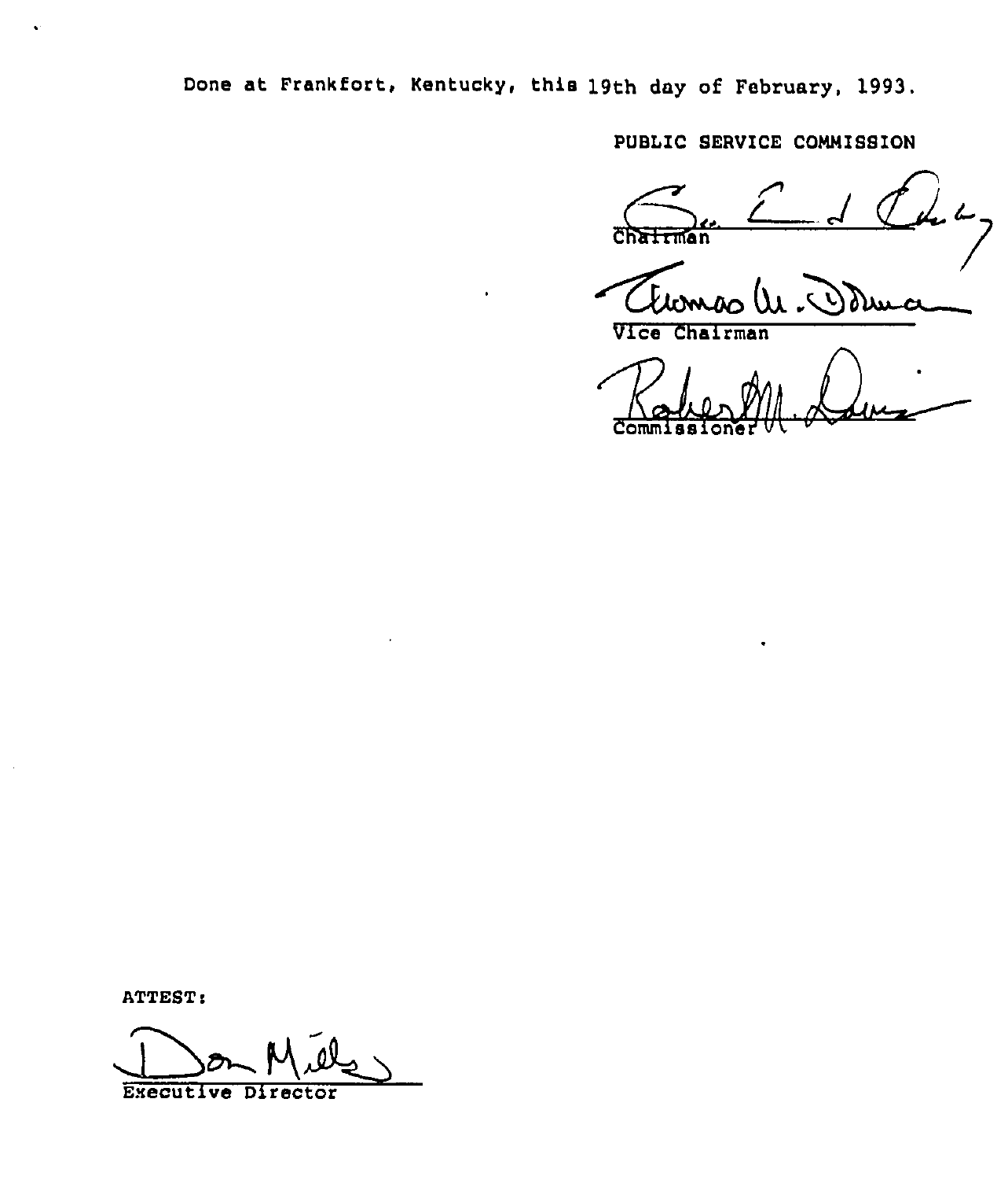Done at Frankfort, Kentucky, this 19th day of February, 1993.

PUBLIC SERVICE COMMISSION

Chairman

Vice Chairman

Commissioner

ATTEST:

Executive Director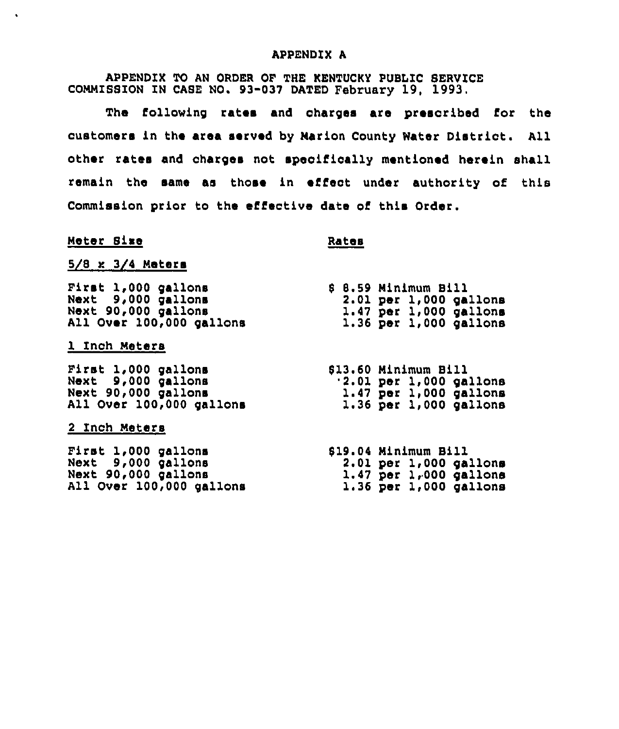# APPENDIX A

APPENDIX TO AN ORDER OF THE KENTUCKY PUBLIC SERVICE COMMISSION IN CASE NO. 93-037 DATED February 19, 1993.

The following rates and charges are prescribed for the customers in the area served by Marion County Water District. All other rates and charges not specifically mentioned herein shall remain the same as those in effect under authority of this Commission prior to the effective date of this Order.

| Meter Size | Rates |
|---|---|
| 5/8 x 3/4 Meters | |
| First 1,000 gallons | $ 8.59 Minimum Bill |
| Next 9,000 gallons | 2.01 per 1,000 gallons |
| Next 90,000 gallons | 1.47 per 1,000 gallons |
| All Over 100,000 gallons | 1.36 per 1,000 gallons |
| 1 Inch Meters | |
| First 1,000 gallons | $13.60 Minimum Bill |
| Next 9,000 gallons | 2.01 per 1,000 gallons |
| Next 90,000 gallons | 1.47 per 1,000 gallons |
| All Over 100,000 gallons | 1.36 per 1,000 gallons |
| 2 Inch Meters | |
| First 1,000 gallons | $19.04 Minimum Bill |
| Next 9,000 gallons | 2.01 per 1,000 gallons |
| Next 90,000 gallons | 1.47 per 1,000 gallons |
| All Over 100,000 gallons | 1.36 per 1,000 gallons |